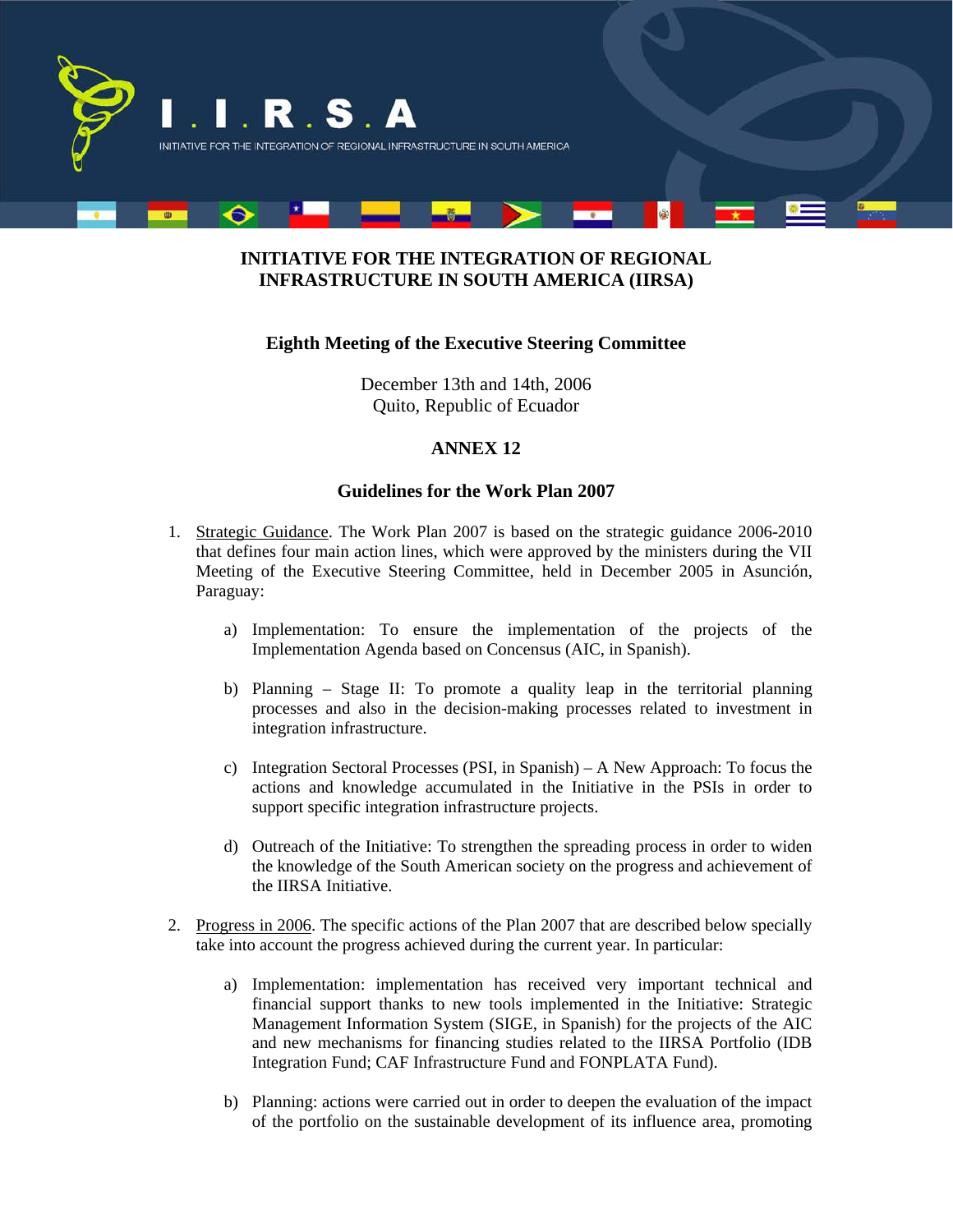I . I . R . S . A

INITIATIVE FOR THE INTEGRATION OF REGIONAL INFRASTRUCTURE IN SOUTH AMERICA

# INITIATIVE FOR THE INTEGRATION OF REGIONAL INFRASTRUCTURE IN SOUTH AMERICA (IIRSA)

## Eighth Meeting of the Executive Steering Committee

December 13th and 14th, 2006
Quito, Republic of Ecuador

## ANNEX 12

## Guidelines for the Work Plan 2007

1. Strategic Guidance. The Work Plan 2007 is based on the strategic guidance 2006-2010 that defines four main action lines, which were approved by the ministers during the VII Meeting of the Executive Steering Committee, held in December 2005 in Asunción, Paraguay:

   a) Implementation: To ensure the implementation of the projects of the Implementation Agenda based on Concensus (AIC, in Spanish).

   b) Planning – Stage II: To promote a quality leap in the territorial planning processes and also in the decision-making processes related to investment in integration infrastructure.

   c) Integration Sectoral Processes (PSI, in Spanish) – A New Approach: To focus the actions and knowledge accumulated in the Initiative in the PSIs in order to support specific integration infrastructure projects.

   d) Outreach of the Initiative: To strengthen the spreading process in order to widen the knowledge of the South American society on the progress and achievement of the IIRSA Initiative.

2. Progress in 2006. The specific actions of the Plan 2007 that are described below specially take into account the progress achieved during the current year. In particular:

   a) Implementation: implementation has received very important technical and financial support thanks to new tools implemented in the Initiative: Strategic Management Information System (SIGE, in Spanish) for the projects of the AIC and new mechanisms for financing studies related to the IIRSA Portfolio (IDB Integration Fund; CAF Infrastructure Fund and FONPLATA Fund).

   b) Planning: actions were carried out in order to deepen the evaluation of the impact of the portfolio on the sustainable development of its influence area, promoting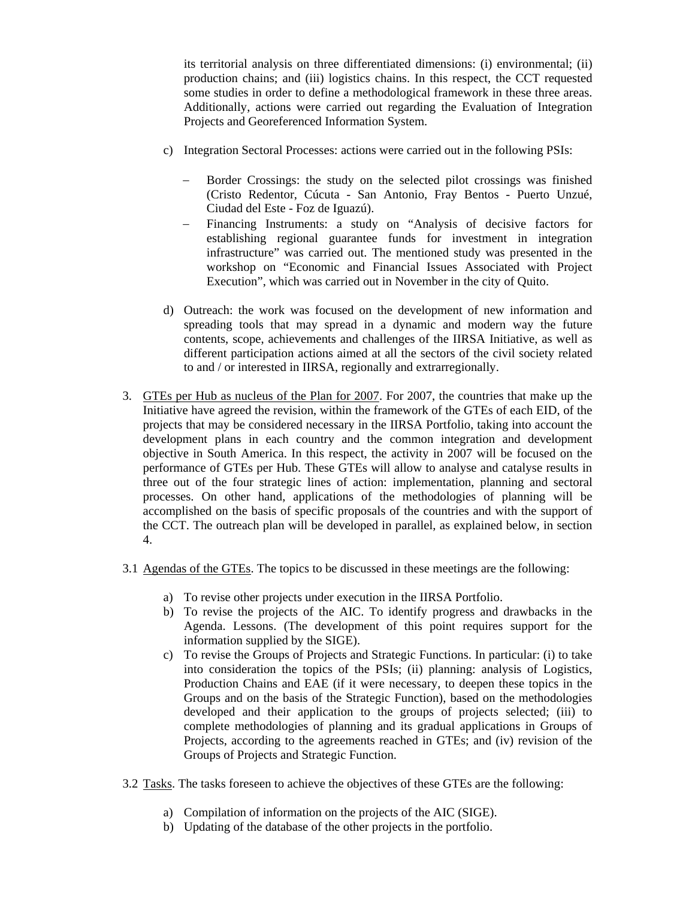its territorial analysis on three differentiated dimensions: (i) environmental; (ii) production chains; and (iii) logistics chains. In this respect, the CCT requested some studies in order to define a methodological framework in these three areas. Additionally, actions were carried out regarding the Evaluation of Integration Projects and Georeferenced Information System.

c) Integration Sectoral Processes: actions were carried out in the following PSIs:

   – Border Crossings: the study on the selected pilot crossings was finished (Cristo Redentor, Cúcuta - San Antonio, Fray Bentos - Puerto Unzué, Ciudad del Este - Foz de Iguazú).
   – Financing Instruments: a study on "Analysis of decisive factors for establishing regional guarantee funds for investment in integration infrastructure" was carried out. The mentioned study was presented in the workshop on "Economic and Financial Issues Associated with Project Execution", which was carried out in November in the city of Quito.

d) Outreach: the work was focused on the development of new information and spreading tools that may spread in a dynamic and modern way the future contents, scope, achievements and challenges of the IIRSA Initiative, as well as different participation actions aimed at all the sectors of the civil society related to and / or interested in IIRSA, regionally and extrarregionally.

3. <u>GTEs per Hub as nucleus of the Plan for 2007</u>. For 2007, the countries that make up the Initiative have agreed the revision, within the framework of the GTEs of each EID, of the projects that may be considered necessary in the IIRSA Portfolio, taking into account the development plans in each country and the common integration and development objective in South America. In this respect, the activity in 2007 will be focused on the performance of GTEs per Hub. These GTEs will allow to analyse and catalyse results in three out of the four strategic lines of action: implementation, planning and sectoral processes. On other hand, applications of the methodologies of planning will be accomplished on the basis of specific proposals of the countries and with the support of the CCT. The outreach plan will be developed in parallel, as explained below, in section 4.

3.1 <u>Agendas of the GTEs</u>. The topics to be discussed in these meetings are the following:

a) To revise other projects under execution in the IIRSA Portfolio.
b) To revise the projects of the AIC. To identify progress and drawbacks in the Agenda. Lessons. (The development of this point requires support for the information supplied by the SIGE).
c) To revise the Groups of Projects and Strategic Functions. In particular: (i) to take into consideration the topics of the PSIs; (ii) planning: analysis of Logistics, Production Chains and EAE (if it were necessary, to deepen these topics in the Groups and on the basis of the Strategic Function), based on the methodologies developed and their application to the groups of projects selected; (iii) to complete methodologies of planning and its gradual applications in Groups of Projects, according to the agreements reached in GTEs; and (iv) revision of the Groups of Projects and Strategic Function.

3.2 <u>Tasks</u>. The tasks foreseen to achieve the objectives of these GTEs are the following:

a) Compilation of information on the projects of the AIC (SIGE).
b) Updating of the database of the other projects in the portfolio.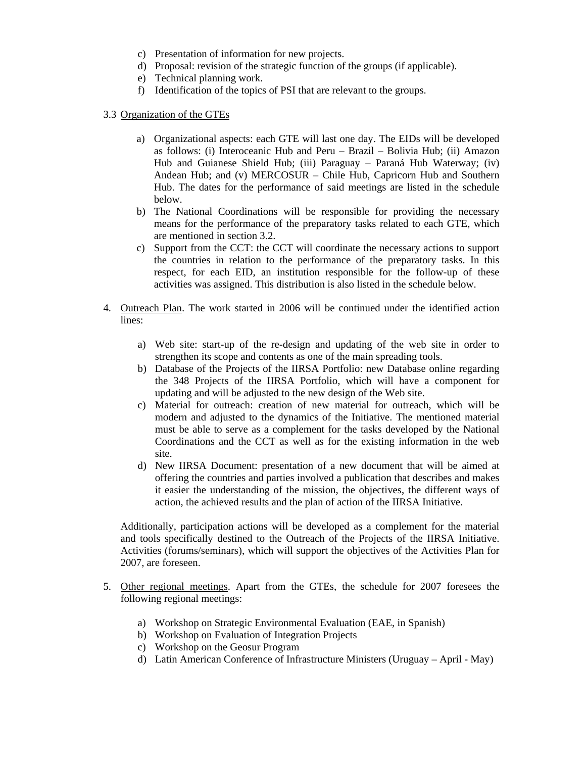c) Presentation of information for new projects.
d) Proposal: revision of the strategic function of the groups (if applicable).
e) Technical planning work.
f) Identification of the topics of PSI that are relevant to the groups.

3.3 Organization of the GTEs

a) Organizational aspects: each GTE will last one day. The EIDs will be developed as follows: (i) Interoceanic Hub and Peru – Brazil – Bolivia Hub; (ii) Amazon Hub and Guianese Shield Hub; (iii) Paraguay – Paraná Hub Waterway; (iv) Andean Hub; and (v) MERCOSUR – Chile Hub, Capricorn Hub and Southern Hub. The dates for the performance of said meetings are listed in the schedule below.
b) The National Coordinations will be responsible for providing the necessary means for the performance of the preparatory tasks related to each GTE, which are mentioned in section 3.2.
c) Support from the CCT: the CCT will coordinate the necessary actions to support the countries in relation to the performance of the preparatory tasks. In this respect, for each EID, an institution responsible for the follow-up of these activities was assigned. This distribution is also listed in the schedule below.

4. Outreach Plan. The work started in 2006 will be continued under the identified action lines:

   a) Web site: start-up of the re-design and updating of the web site in order to strengthen its scope and contents as one of the main spreading tools.
   b) Database of the Projects of the IIRSA Portfolio: new Database online regarding the 348 Projects of the IIRSA Portfolio, which will have a component for updating and will be adjusted to the new design of the Web site.
   c) Material for outreach: creation of new material for outreach, which will be modern and adjusted to the dynamics of the Initiative. The mentioned material must be able to serve as a complement for the tasks developed by the National Coordinations and the CCT as well as for the existing information in the web site.
   d) New IIRSA Document: presentation of a new document that will be aimed at offering the countries and parties involved a publication that describes and makes it easier the understanding of the mission, the objectives, the different ways of action, the achieved results and the plan of action of the IIRSA Initiative.

   Additionally, participation actions will be developed as a complement for the material and tools specifically destined to the Outreach of the Projects of the IIRSA Initiative. Activities (forums/seminars), which will support the objectives of the Activities Plan for 2007, are foreseen.

5. Other regional meetings. Apart from the GTEs, the schedule for 2007 foresees the following regional meetings:

   a) Workshop on Strategic Environmental Evaluation (EAE, in Spanish)
   b) Workshop on Evaluation of Integration Projects
   c) Workshop on the Geosur Program
   d) Latin American Conference of Infrastructure Ministers (Uruguay – April - May)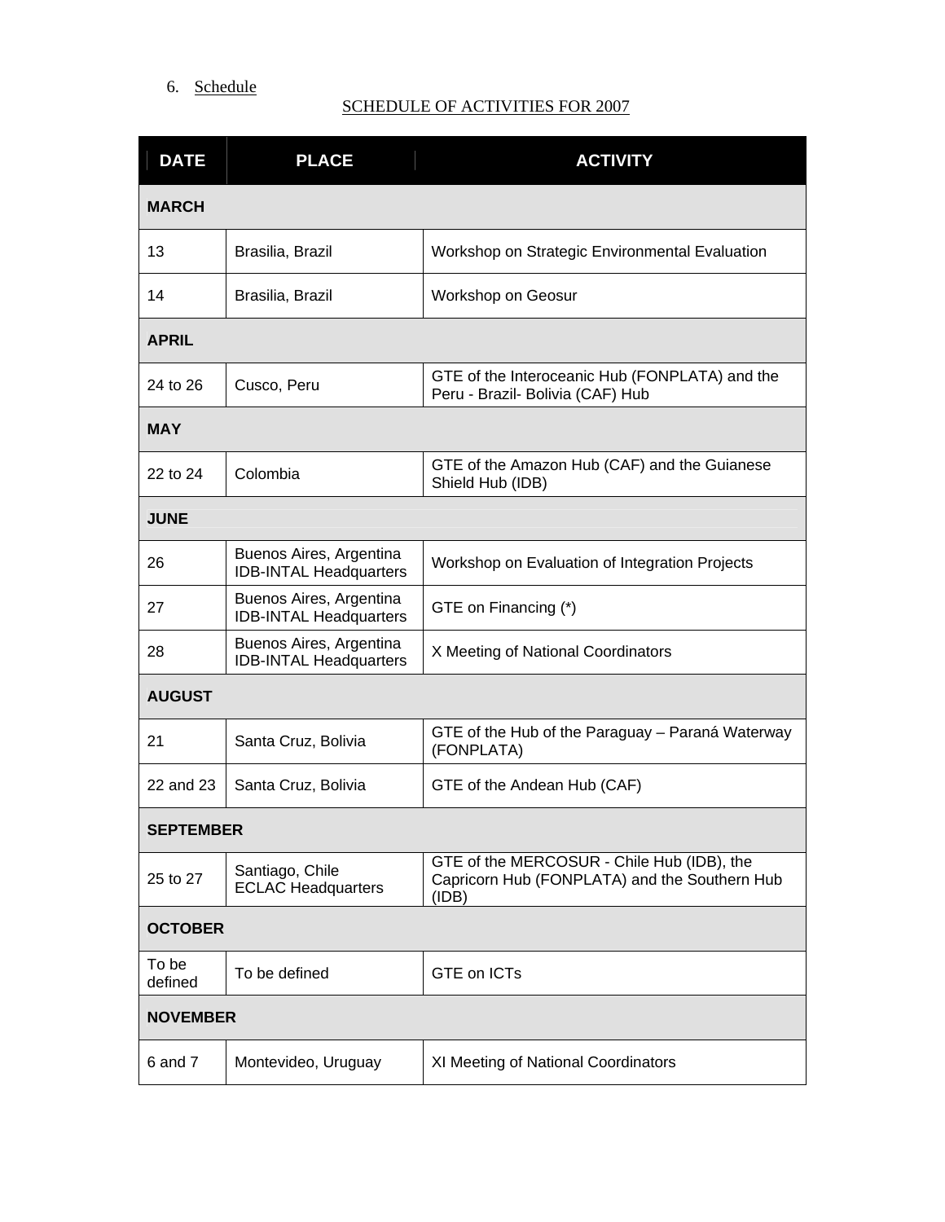6. Schedule

SCHEDULE OF ACTIVITIES FOR 2007

| DATE | PLACE | ACTIVITY |
|---|---|---|
| **MARCH** | | |
| 13 | Brasilia, Brazil | Workshop on Strategic Environmental Evaluation |
| 14 | Brasilia, Brazil | Workshop on Geosur |
| **APRIL** | | |
| 24 to 26 | Cusco, Peru | GTE of the Interoceanic Hub (FONPLATA) and the Peru - Brazil- Bolivia (CAF) Hub |
| **MAY** | | |
| 22 to 24 | Colombia | GTE of the Amazon Hub (CAF) and the Guianese Shield Hub (IDB) |
| **JUNE** | | |
| 26 | Buenos Aires, Argentina IDB-INTAL Headquarters | Workshop on Evaluation of Integration Projects |
| 27 | Buenos Aires, Argentina IDB-INTAL Headquarters | GTE on Financing (*) |
| 28 | Buenos Aires, Argentina IDB-INTAL Headquarters | X Meeting of National Coordinators |
| **AUGUST** | | |
| 21 | Santa Cruz, Bolivia | GTE of the Hub of the Paraguay – Paraná Waterway (FONPLATA) |
| 22 and 23 | Santa Cruz, Bolivia | GTE of the Andean Hub (CAF) |
| **SEPTEMBER** | | |
| 25 to 27 | Santiago, Chile ECLAC Headquarters | GTE of the MERCOSUR - Chile Hub (IDB), the Capricorn Hub (FONPLATA) and the Southern Hub (IDB) |
| **OCTOBER** | | |
| To be defined | To be defined | GTE on ICTs |
| **NOVEMBER** | | |
| 6 and 7 | Montevideo, Uruguay | XI Meeting of National Coordinators |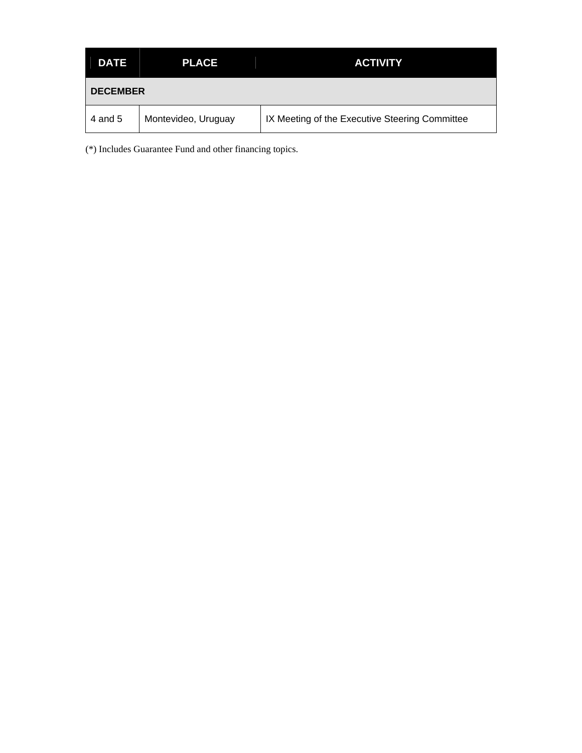| DATE | PLACE | ACTIVITY |
| --- | --- | --- |
| **DECEMBER** | | |
| 4 and 5 | Montevideo, Uruguay | IX Meeting of the Executive Steering Committee |

(*) Includes Guarantee Fund and other financing topics.